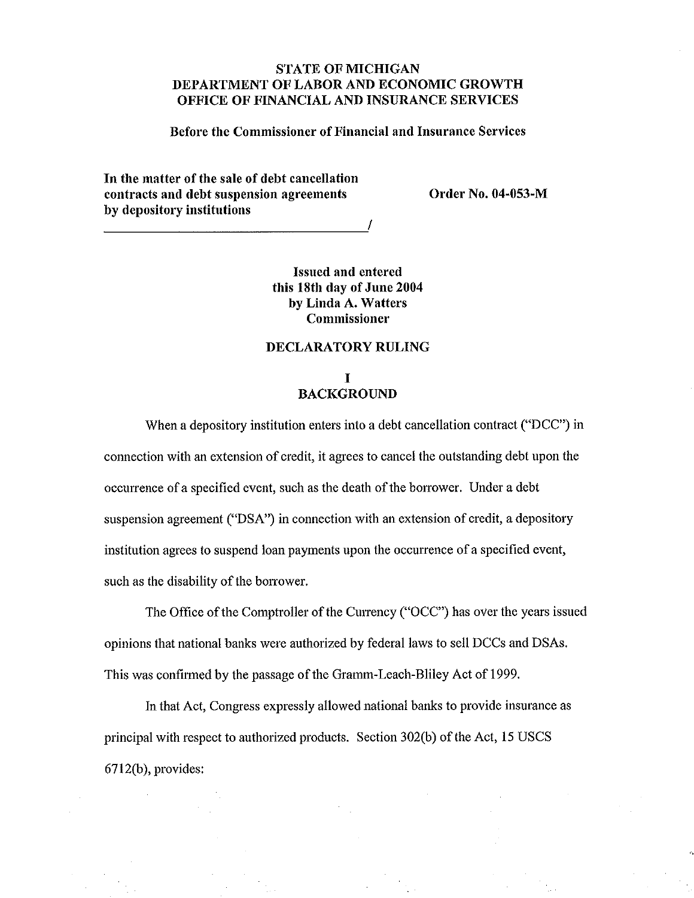# STATE OF MICHIGAN
# DEPARTMENT OF LABOR AND ECONOMIC GROWTH
# OFFICE OF FINANCIAL AND INSURANCE SERVICES

**Before the Commissioner of Financial and Insurance Services**

**In the matter of the sale of debt cancellation contracts and debt suspension agreements by depository institutions** **Order No. 04-053-M**

______________________________________/

**Issued and entered**
**this 18th day of June 2004**
**by Linda A. Watters**
**Commissioner**

## DECLARATORY RULING

## I
## BACKGROUND

When a depository institution enters into a debt cancellation contract ("DCC") in connection with an extension of credit, it agrees to cancel the outstanding debt upon the occurrence of a specified event, such as the death of the borrower. Under a debt suspension agreement ("DSA") in connection with an extension of credit, a depository institution agrees to suspend loan payments upon the occurrence of a specified event, such as the disability of the borrower.

The Office of the Comptroller of the Currency ("OCC") has over the years issued opinions that national banks were authorized by federal laws to sell DCCs and DSAs. This was confirmed by the passage of the Gramm-Leach-Bliley Act of 1999.

In that Act, Congress expressly allowed national banks to provide insurance as principal with respect to authorized products. Section 302(b) of the Act, 15 USCS 6712(b), provides: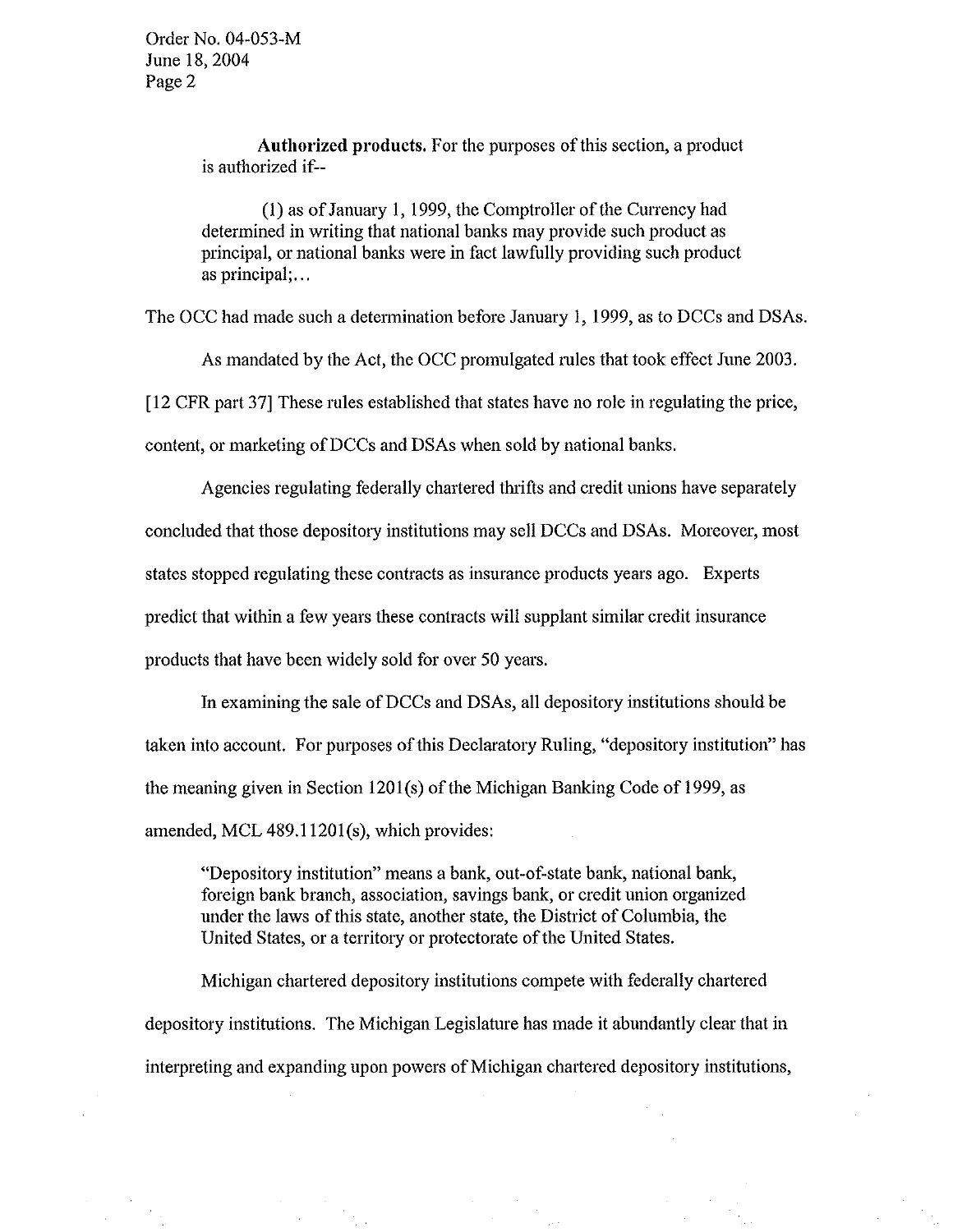> **Authorized products.** For the purposes of this section, a product is authorized if--
>
> (1) as of January 1, 1999, the Comptroller of the Currency had determined in writing that national banks may provide such product as principal, or national banks were in fact lawfully providing such product as principal;...

The OCC had made such a determination before January 1, 1999, as to DCCs and DSAs.

As mandated by the Act, the OCC promulgated rules that took effect June 2003. [12 CFR part 37] These rules established that states have no role in regulating the price, content, or marketing of DCCs and DSAs when sold by national banks.

Agencies regulating federally chartered thrifts and credit unions have separately concluded that those depository institutions may sell DCCs and DSAs. Moreover, most states stopped regulating these contracts as insurance products years ago. Experts predict that within a few years these contracts will supplant similar credit insurance products that have been widely sold for over 50 years.

In examining the sale of DCCs and DSAs, all depository institutions should be taken into account. For purposes of this Declaratory Ruling, "depository institution" has the meaning given in Section 1201(s) of the Michigan Banking Code of 1999, as amended, MCL 489.11201(s), which provides:

> "Depository institution" means a bank, out-of-state bank, national bank, foreign bank branch, association, savings bank, or credit union organized under the laws of this state, another state, the District of Columbia, the United States, or a territory or protectorate of the United States.

Michigan chartered depository institutions compete with federally chartered depository institutions. The Michigan Legislature has made it abundantly clear that in interpreting and expanding upon powers of Michigan chartered depository institutions,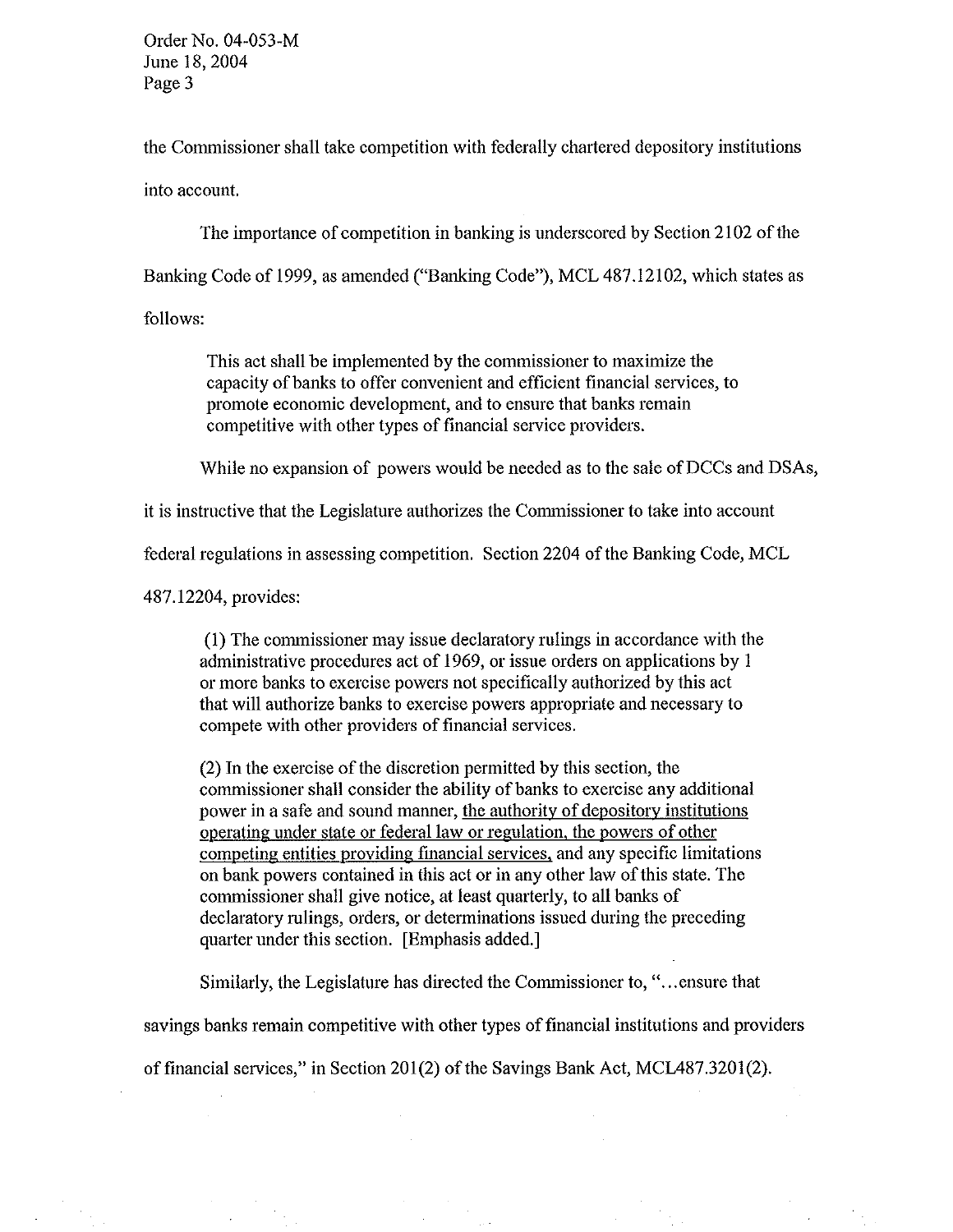the Commissioner shall take competition with federally chartered depository institutions into account.

The importance of competition in banking is underscored by Section 2102 of the Banking Code of 1999, as amended ("Banking Code"), MCL 487.12102, which states as follows:

> This act shall be implemented by the commissioner to maximize the capacity of banks to offer convenient and efficient financial services, to promote economic development, and to ensure that banks remain competitive with other types of financial service providers.

While no expansion of powers would be needed as to the sale of DCCs and DSAs, it is instructive that the Legislature authorizes the Commissioner to take into account federal regulations in assessing competition. Section 2204 of the Banking Code, MCL 487.12204, provides:

> (1) The commissioner may issue declaratory rulings in accordance with the administrative procedures act of 1969, or issue orders on applications by 1 or more banks to exercise powers not specifically authorized by this act that will authorize banks to exercise powers appropriate and necessary to compete with other providers of financial services.
>
> (2) In the exercise of the discretion permitted by this section, the commissioner shall consider the ability of banks to exercise any additional power in a safe and sound manner, <u>the authority of depository institutions operating under state or federal law or regulation, the powers of other competing entities providing financial services,</u> and any specific limitations on bank powers contained in this act or in any other law of this state. The commissioner shall give notice, at least quarterly, to all banks of declaratory rulings, orders, or determinations issued during the preceding quarter under this section. [Emphasis added.]

Similarly, the Legislature has directed the Commissioner to, "...ensure that savings banks remain competitive with other types of financial institutions and providers of financial services," in Section 201(2) of the Savings Bank Act, MCL487.3201(2).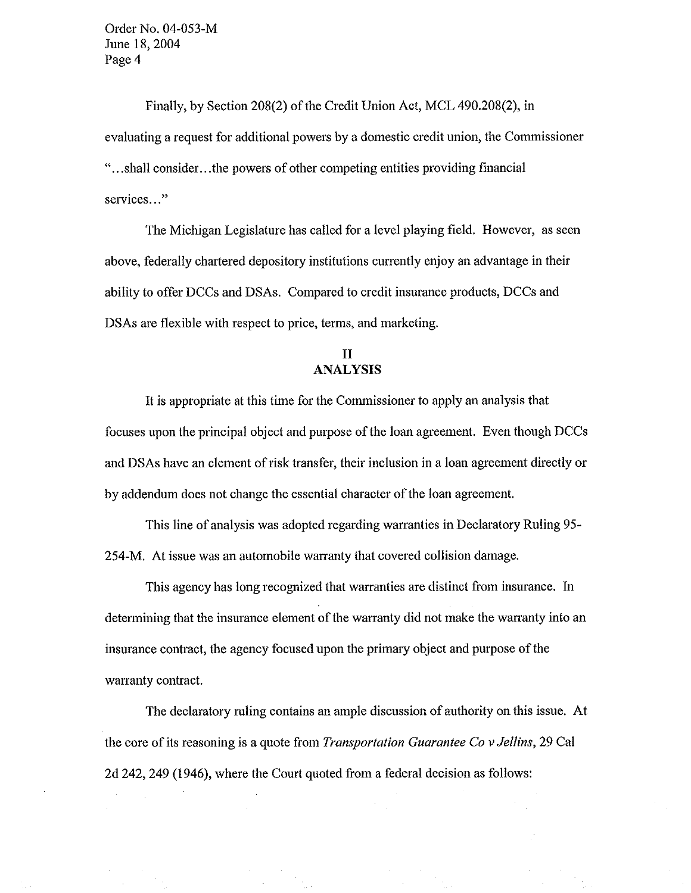Finally, by Section 208(2) of the Credit Union Act, MCL 490.208(2), in evaluating a request for additional powers by a domestic credit union, the Commissioner "...shall consider...the powers of other competing entities providing financial services..."

The Michigan Legislature has called for a level playing field. However, as seen above, federally chartered depository institutions currently enjoy an advantage in their ability to offer DCCs and DSAs. Compared to credit insurance products, DCCs and DSAs are flexible with respect to price, terms, and marketing.

## II
## ANALYSIS

It is appropriate at this time for the Commissioner to apply an analysis that focuses upon the principal object and purpose of the loan agreement. Even though DCCs and DSAs have an element of risk transfer, their inclusion in a loan agreement directly or by addendum does not change the essential character of the loan agreement.

This line of analysis was adopted regarding warranties in Declaratory Ruling 95-254-M. At issue was an automobile warranty that covered collision damage.

This agency has long recognized that warranties are distinct from insurance. In determining that the insurance element of the warranty did not make the warranty into an insurance contract, the agency focused upon the primary object and purpose of the warranty contract.

The declaratory ruling contains an ample discussion of authority on this issue. At the core of its reasoning is a quote from *Transportation Guarantee Co v Jellins*, 29 Cal 2d 242, 249 (1946), where the Court quoted from a federal decision as follows: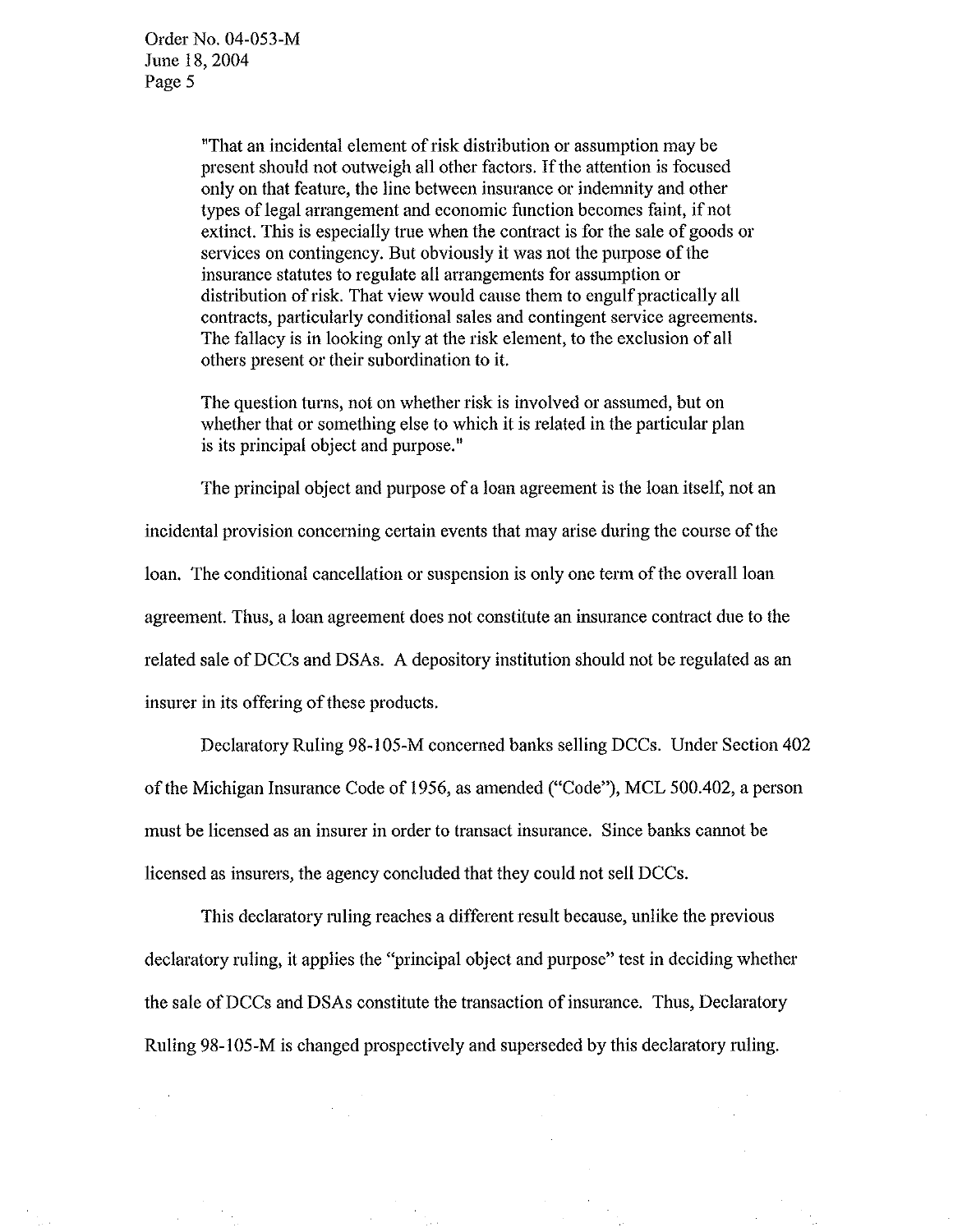> "That an incidental element of risk distribution or assumption may be present should not outweigh all other factors. If the attention is focused only on that feature, the line between insurance or indemnity and other types of legal arrangement and economic function becomes faint, if not extinct. This is especially true when the contract is for the sale of goods or services on contingency. But obviously it was not the purpose of the insurance statutes to regulate all arrangements for assumption or distribution of risk. That view would cause them to engulf practically all contracts, particularly conditional sales and contingent service agreements. The fallacy is in looking only at the risk element, to the exclusion of all others present or their subordination to it.
>
> The question turns, not on whether risk is involved or assumed, but on whether that or something else to which it is related in the particular plan is its principal object and purpose."

The principal object and purpose of a loan agreement is the loan itself, not an incidental provision concerning certain events that may arise during the course of the loan. The conditional cancellation or suspension is only one term of the overall loan agreement. Thus, a loan agreement does not constitute an insurance contract due to the related sale of DCCs and DSAs. A depository institution should not be regulated as an insurer in its offering of these products.

Declaratory Ruling 98-105-M concerned banks selling DCCs. Under Section 402 of the Michigan Insurance Code of 1956, as amended ("Code"), MCL 500.402, a person must be licensed as an insurer in order to transact insurance. Since banks cannot be licensed as insurers, the agency concluded that they could not sell DCCs.

This declaratory ruling reaches a different result because, unlike the previous declaratory ruling, it applies the "principal object and purpose" test in deciding whether the sale of DCCs and DSAs constitute the transaction of insurance. Thus, Declaratory Ruling 98-105-M is changed prospectively and superseded by this declaratory ruling.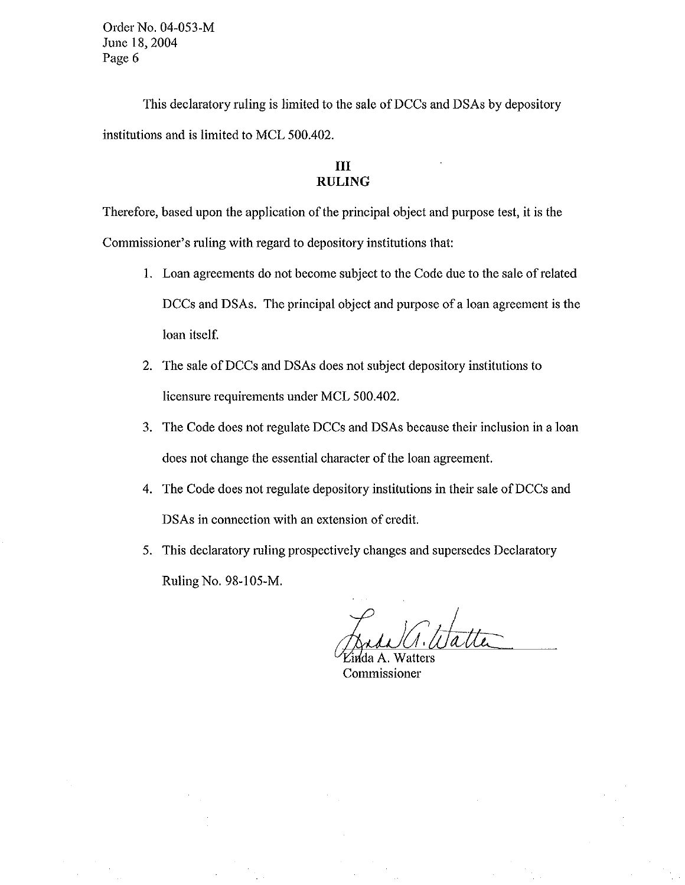This declaratory ruling is limited to the sale of DCCs and DSAs by depository institutions and is limited to MCL 500.402.

## III
## RULING

Therefore, based upon the application of the principal object and purpose test, it is the Commissioner's ruling with regard to depository institutions that:

1. Loan agreements do not become subject to the Code due to the sale of related DCCs and DSAs. The principal object and purpose of a loan agreement is the loan itself.
2. The sale of DCCs and DSAs does not subject depository institutions to licensure requirements under MCL 500.402.
3. The Code does not regulate DCCs and DSAs because their inclusion in a loan does not change the essential character of the loan agreement.
4. The Code does not regulate depository institutions in their sale of DCCs and DSAs in connection with an extension of credit.
5. This declaratory ruling prospectively changes and supersedes Declaratory Ruling No. 98-105-M.

Linda A. Watters
Commissioner